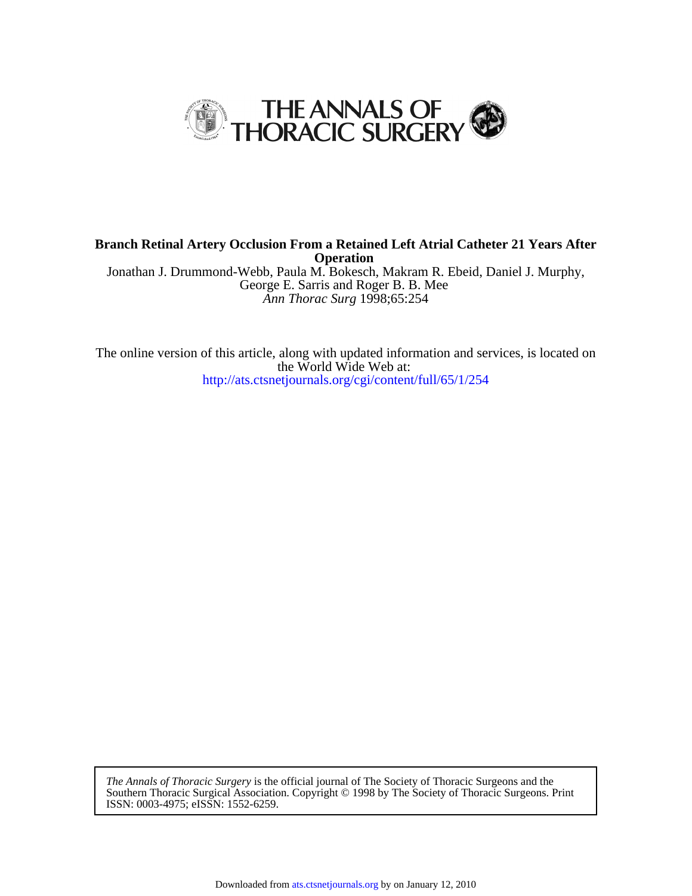# THE ANNALS OF THORACIC SURGERY

**Branch Retinal Artery Occlusion From a Retained Left Atrial Catheter 21 Years After Operation**

Jonathan J. Drummond-Webb, Paula M. Bokesch, Makram R. Ebeid, Daniel J. Murphy, George E. Sarris and Roger B. B. Mee

*Ann Thorac Surg* 1998;65:254

The online version of this article, along with updated information and services, is located on the World Wide Web at:
http://ats.ctsnetjournals.org/cgi/content/full/65/1/254

*The Annals of Thoracic Surgery* is the official journal of The Society of Thoracic Surgeons and the Southern Thoracic Surgical Association. Copyright © 1998 by The Society of Thoracic Surgeons. Print ISSN: 0003-4975; eISSN: 1552-6259.

Downloaded from ats.ctsnetjournals.org by on January 12, 2010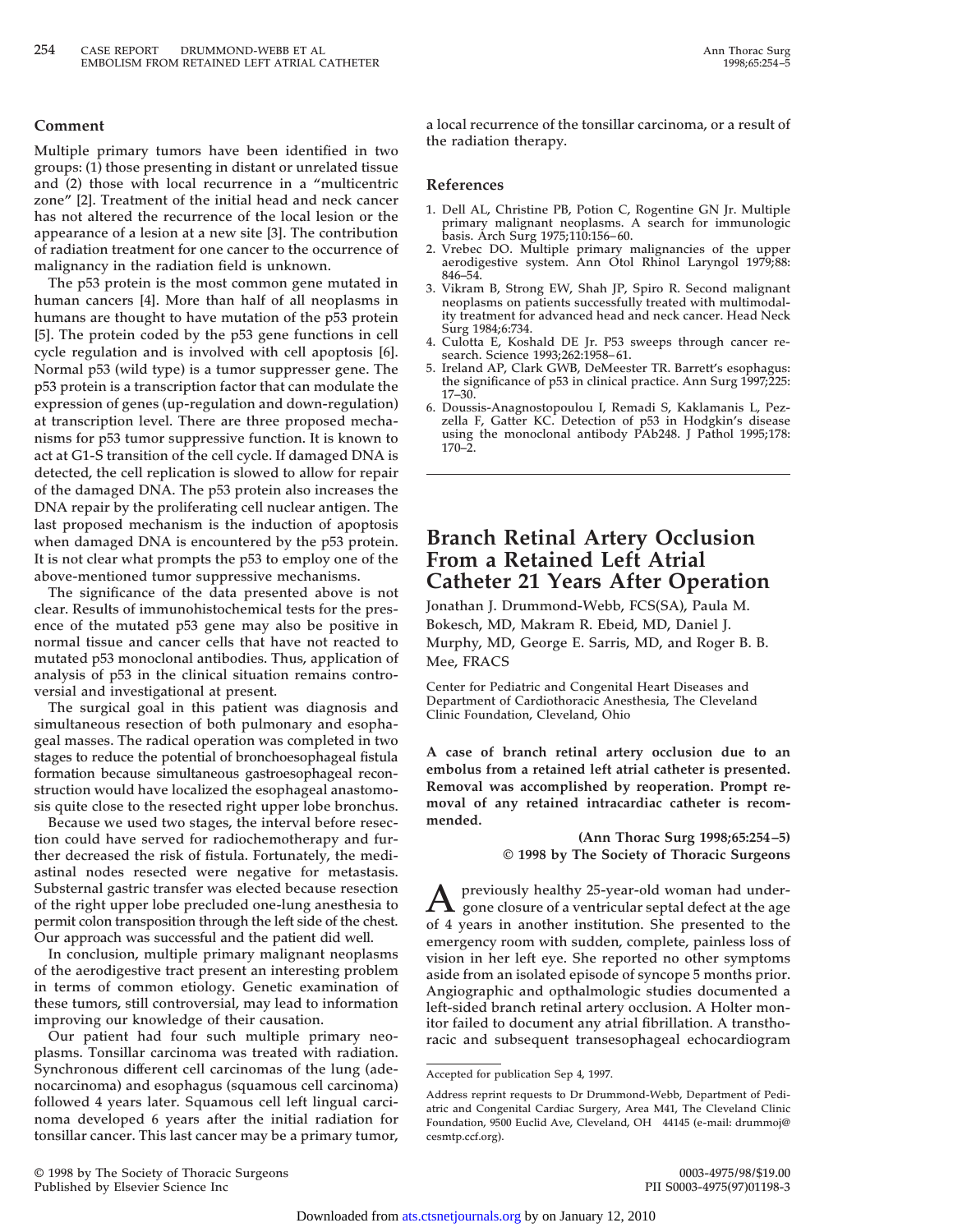## Comment

Multiple primary tumors have been identified in two groups: (1) those presenting in distant or unrelated tissue and (2) those with local recurrence in a "multicentric zone" [2]. Treatment of the initial head and neck cancer has not altered the recurrence of the local lesion or the appearance of a lesion at a new site [3]. The contribution of radiation treatment for one cancer to the occurrence of malignancy in the radiation field is unknown.

The p53 protein is the most common gene mutated in human cancers [4]. More than half of all neoplasms in humans are thought to have mutation of the p53 protein [5]. The protein coded by the p53 gene functions in cell cycle regulation and is involved with cell apoptosis [6]. Normal p53 (wild type) is a tumor suppresser gene. The p53 protein is a transcription factor that can modulate the expression of genes (up-regulation and down-regulation) at transcription level. There are three proposed mechanisms for p53 tumor suppressive function. It is known to act at G1-S transition of the cell cycle. If damaged DNA is detected, the cell replication is slowed to allow for repair of the damaged DNA. The p53 protein also increases the DNA repair by the proliferating cell nuclear antigen. The last proposed mechanism is the induction of apoptosis when damaged DNA is encountered by the p53 protein. It is not clear what prompts the p53 to employ one of the above-mentioned tumor suppressive mechanisms.

The significance of the data presented above is not clear. Results of immunohistochemical tests for the presence of the mutated p53 gene may also be positive in normal tissue and cancer cells that have not reacted to mutated p53 monoclonal antibodies. Thus, application of analysis of p53 in the clinical situation remains controversial and investigational at present.

The surgical goal in this patient was diagnosis and simultaneous resection of both pulmonary and esophageal masses. The radical operation was completed in two stages to reduce the potential of bronchoesophageal fistula formation because simultaneous gastroesophageal reconstruction would have localized the esophageal anastomosis quite close to the resected right upper lobe bronchus.

Because we used two stages, the interval before resection could have served for radiochemotherapy and further decreased the risk of fistula. Fortunately, the mediastinal nodes resected were negative for metastasis. Substernal gastric transfer was elected because resection of the right upper lobe precluded one-lung anesthesia to permit colon transposition through the left side of the chest. Our approach was successful and the patient did well.

In conclusion, multiple primary malignant neoplasms of the aerodigestive tract present an interesting problem in terms of common etiology. Genetic examination of these tumors, still controversial, may lead to information improving our knowledge of their causation.

Our patient had four such multiple primary neoplasms. Tonsillar carcinoma was treated with radiation. Synchronous different cell carcinomas of the lung (adenocarcinoma) and esophagus (squamous cell carcinoma) followed 4 years later. Squamous cell left lingual carcinoma developed 6 years after the initial radiation for tonsillar cancer. This last cancer may be a primary tumor, a local recurrence of the tonsillar carcinoma, or a result of the radiation therapy.

## References

1. Dell AL, Christine PB, Potion C, Rogentine GN Jr. Multiple primary malignant neoplasms. A search for immunologic basis. Arch Surg 1975;110:156–60.
2. Vrebec DO. Multiple primary malignancies of the upper aerodigestive system. Ann Otol Rhinol Laryngol 1979;88: 846–54.
3. Vikram B, Strong EW, Shah JP, Spiro R. Second malignant neoplasms on patients successfully treated with multimodality treatment for advanced head and neck cancer. Head Neck Surg 1984;6:734.
4. Culotta E, Koshald DE Jr. P53 sweeps through cancer research. Science 1993;262:1958–61.
5. Ireland AP, Clark GWB, DeMeester TR. Barrett's esophagus: the significance of p53 in clinical practice. Ann Surg 1997;225: 17–30.
6. Doussis-Anagnostopoulou I, Remadi S, Kaklamanis L, Pezzella F, Gatter KC. Detection of p53 in Hodgkin's disease using the monoclonal antibody PAb248. J Pathol 1995;178: 170–2.

# Branch Retinal Artery Occlusion From a Retained Left Atrial Catheter 21 Years After Operation

Jonathan J. Drummond-Webb, FCS(SA), Paula M. Bokesch, MD, Makram R. Ebeid, MD, Daniel J. Murphy, MD, George E. Sarris, MD, and Roger B. B. Mee, FRACS

Center for Pediatric and Congenital Heart Diseases and Department of Cardiothoracic Anesthesia, The Cleveland Clinic Foundation, Cleveland, Ohio

**A case of branch retinal artery occlusion due to an embolus from a retained left atrial catheter is presented. Removal was accomplished by reoperation. Prompt removal of any retained intracardiac catheter is recommended.**

**(Ann Thorac Surg 1998;65:254–5)**
**© 1998 by The Society of Thoracic Surgeons**

A previously healthy 25-year-old woman had undergone closure of a ventricular septal defect at the age of 4 years in another institution. She presented to the emergency room with sudden, complete, painless loss of vision in her left eye. She reported no other symptoms aside from an isolated episode of syncope 5 months prior. Angiographic and opthalmologic studies documented a left-sided branch retinal artery occlusion. A Holter monitor failed to document any atrial fibrillation. A transthoracic and subsequent transesophageal echocardiogram

Accepted for publication Sep 4, 1997.

Address reprint requests to Dr Drummond-Webb, Department of Pediatric and Congenital Cardiac Surgery, Area M41, The Cleveland Clinic Foundation, 9500 Euclid Ave, Cleveland, OH 44145 (e-mail: drummoj@cesmtp.ccf.org).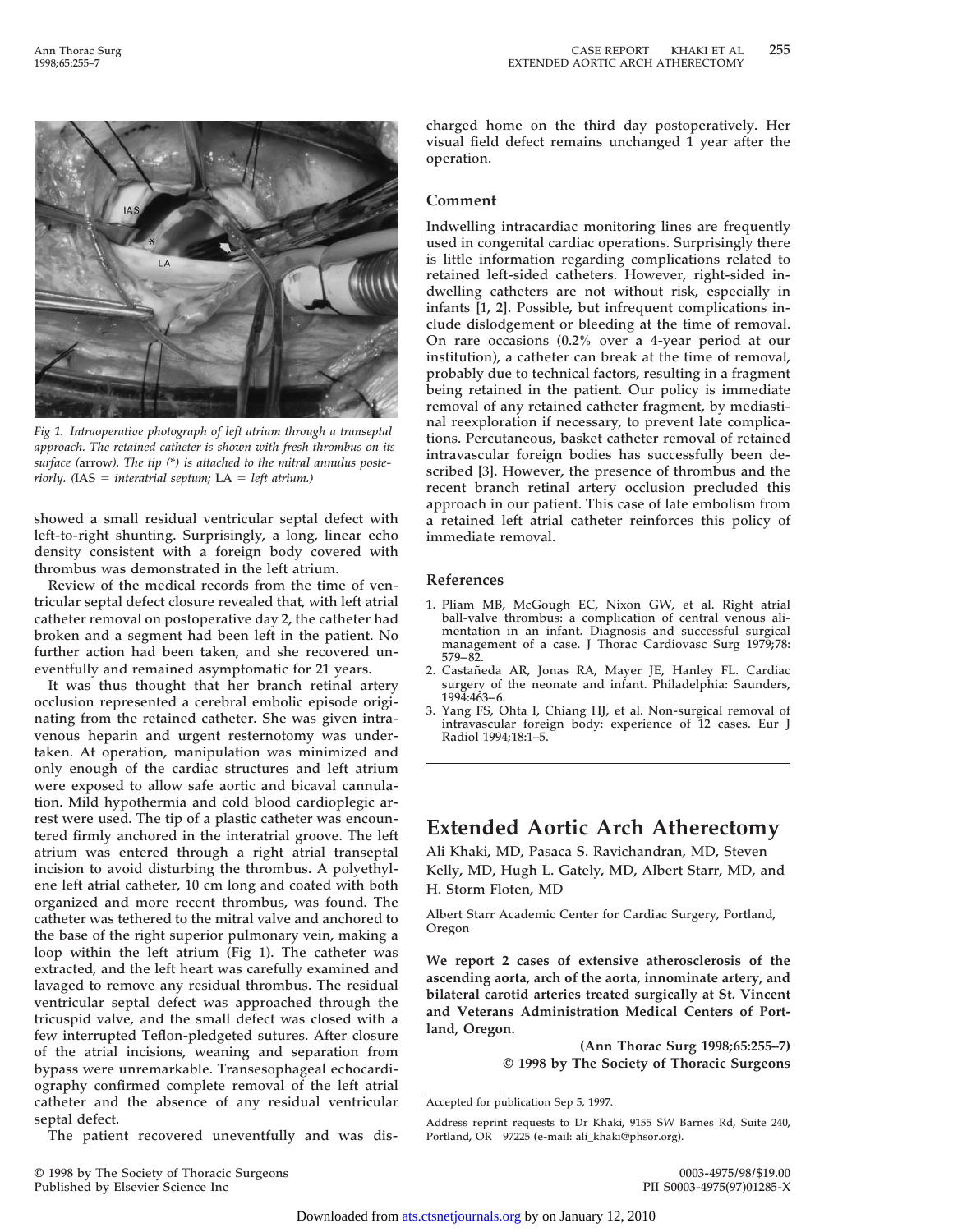*Fig 1. Intraoperative photograph of left atrium through a transeptal approach. The retained catheter is shown with fresh thrombus on its surface* (arrow)*. The tip (*) is attached to the mitral annulus posteriorly.* (IAS = *interatrial septum;* LA = *left atrium.*)

showed a small residual ventricular septal defect with left-to-right shunting. Surprisingly, a long, linear echo density consistent with a foreign body covered with thrombus was demonstrated in the left atrium.

Review of the medical records from the time of ventricular septal defect closure revealed that, with left atrial catheter removal on postoperative day 2, the catheter had broken and a segment had been left in the patient. No further action had been taken, and she recovered uneventfully and remained asymptomatic for 21 years.

It was thus thought that her branch retinal artery occlusion represented a cerebral embolic episode originating from the retained catheter. She was given intravenous heparin and urgent resternotomy was undertaken. At operation, manipulation was minimized and only enough of the cardiac structures and left atrium were exposed to allow safe aortic and bicaval cannulation. Mild hypothermia and cold blood cardioplegic arrest were used. The tip of a plastic catheter was encountered firmly anchored in the interatrial groove. The left atrium was entered through a right atrial transeptal incision to avoid disturbing the thrombus. A polyethylene left atrial catheter, 10 cm long and coated with both organized and more recent thrombus, was found. The catheter was tethered to the mitral valve and anchored to the base of the right superior pulmonary vein, making a loop within the left atrium (Fig 1). The catheter was extracted, and the left heart was carefully examined and lavaged to remove any residual thrombus. The residual ventricular septal defect was approached through the tricuspid valve, and the small defect was closed with a few interrupted Teflon-pledgeted sutures. After closure of the atrial incisions, weaning and separation from bypass were unremarkable. Transesophageal echocardiography confirmed complete removal of the left atrial catheter and the absence of any residual ventricular septal defect.

The patient recovered uneventfully and was discharged home on the third day postoperatively. Her visual field defect remains unchanged 1 year after the operation.

## Comment

Indwelling intracardiac monitoring lines are frequently used in congenital cardiac operations. Surprisingly there is little information regarding complications related to retained left-sided catheters. However, right-sided indwelling catheters are not without risk, especially in infants [1, 2]. Possible, but infrequent complications include dislodgement or bleeding at the time of removal. On rare occasions (0.2% over a 4-year period at our institution), a catheter can break at the time of removal, probably due to technical factors, resulting in a fragment being retained in the patient. Our policy is immediate removal of any retained catheter fragment, by mediastinal reexploration if necessary, to prevent late complications. Percutaneous, basket catheter removal of retained intravascular foreign bodies has successfully been described [3]. However, the presence of thrombus and the recent branch retinal artery occlusion precluded this approach in our patient. This case of late embolism from a retained left atrial catheter reinforces this policy of immediate removal.

## References

1. Pliam MB, McGough EC, Nixon GW, et al. Right atrial ball-valve thrombus: a complication of central venous alimentation in an infant. Diagnosis and successful surgical management of a case. J Thorac Cardiovasc Surg 1979;78: 579–82.
2. Castañeda AR, Jonas RA, Mayer JE, Hanley FL. Cardiac surgery of the neonate and infant. Philadelphia: Saunders, 1994:463–6.
3. Yang FS, Ohta I, Chiang HJ, et al. Non-surgical removal of intravascular foreign body: experience of 12 cases. Eur J Radiol 1994;18:1–5.

# Extended Aortic Arch Atherectomy

Ali Khaki, MD, Pasaca S. Ravichandran, MD, Steven Kelly, MD, Hugh L. Gately, MD, Albert Starr, MD, and H. Storm Floten, MD

Albert Starr Academic Center for Cardiac Surgery, Portland, Oregon

**We report 2 cases of extensive atherosclerosis of the ascending aorta, arch of the aorta, innominate artery, and bilateral carotid arteries treated surgically at St. Vincent and Veterans Administration Medical Centers of Portland, Oregon.**

**(Ann Thorac Surg 1998;65:255–7)**
**© 1998 by The Society of Thoracic Surgeons**

Accepted for publication Sep 5, 1997.

Address reprint requests to Dr Khaki, 9155 SW Barnes Rd, Suite 240, Portland, OR 97225 (e-mail: ali_khaki@phsor.org).

© 1998 by The Society of Thoracic Surgeons
Published by Elsevier Science Inc

0003-4975/98/$19.00
PII S0003-4975(97)01285-X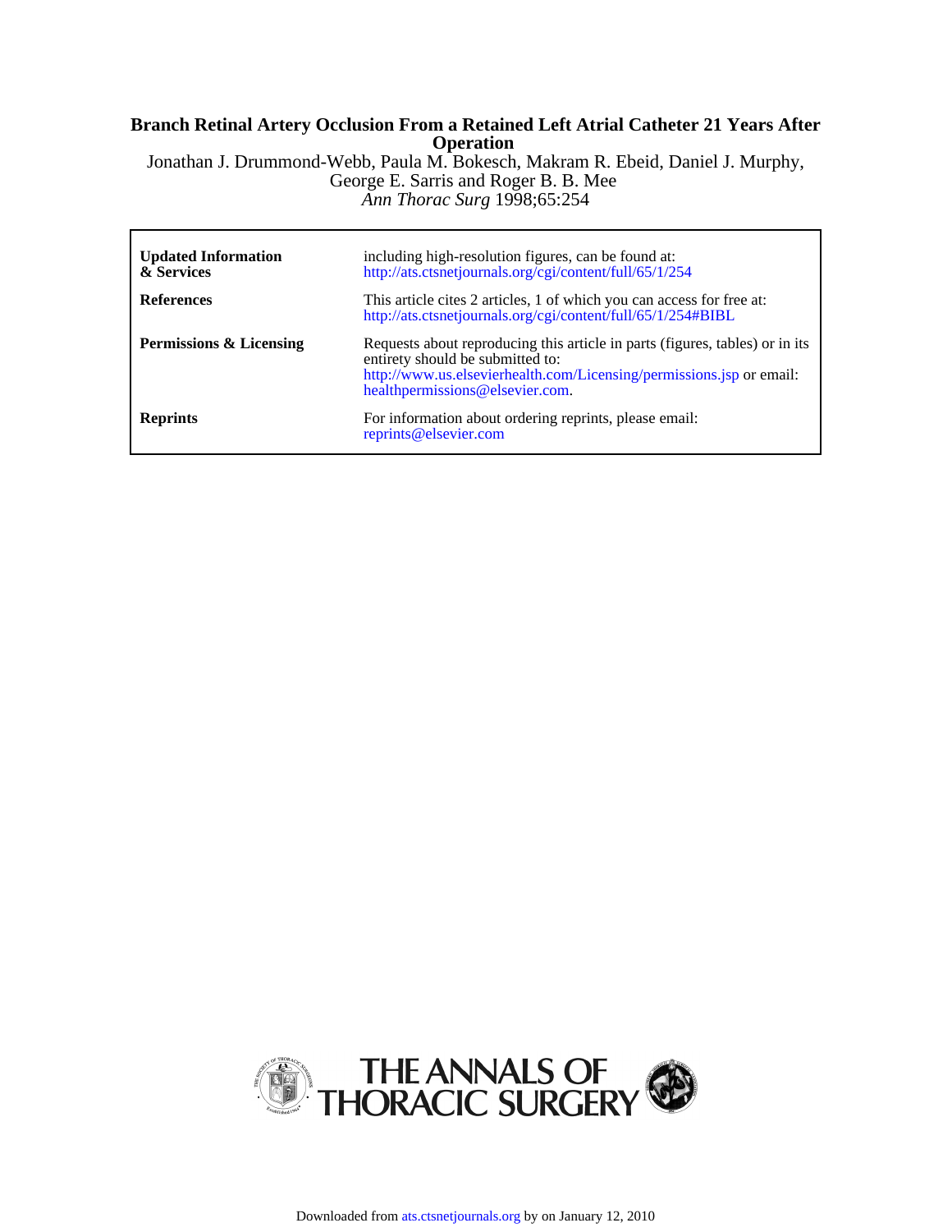**Branch Retinal Artery Occlusion From a Retained Left Atrial Catheter 21 Years After Operation**

Jonathan J. Drummond-Webb, Paula M. Bokesch, Makram R. Ebeid, Daniel J. Murphy, George E. Sarris and Roger B. B. Mee

*Ann Thorac Surg* 1998;65:254

| | |
|---|---|
| **Updated Information & Services** | including high-resolution figures, can be found at: http://ats.ctsnetjournals.org/cgi/content/full/65/1/254 |
| **References** | This article cites 2 articles, 1 of which you can access for free at: http://ats.ctsnetjournals.org/cgi/content/full/65/1/254#BIBL |
| **Permissions & Licensing** | Requests about reproducing this article in parts (figures, tables) or in its entirety should be submitted to: http://www.us.elsevierhealth.com/Licensing/permissions.jsp or email: healthpermissions@elsevier.com. |
| **Reprints** | For information about ordering reprints, please email: reprints@elsevier.com |

THE ANNALS OF THORACIC SURGERY

Downloaded from ats.ctsnetjournals.org by on January 12, 2010